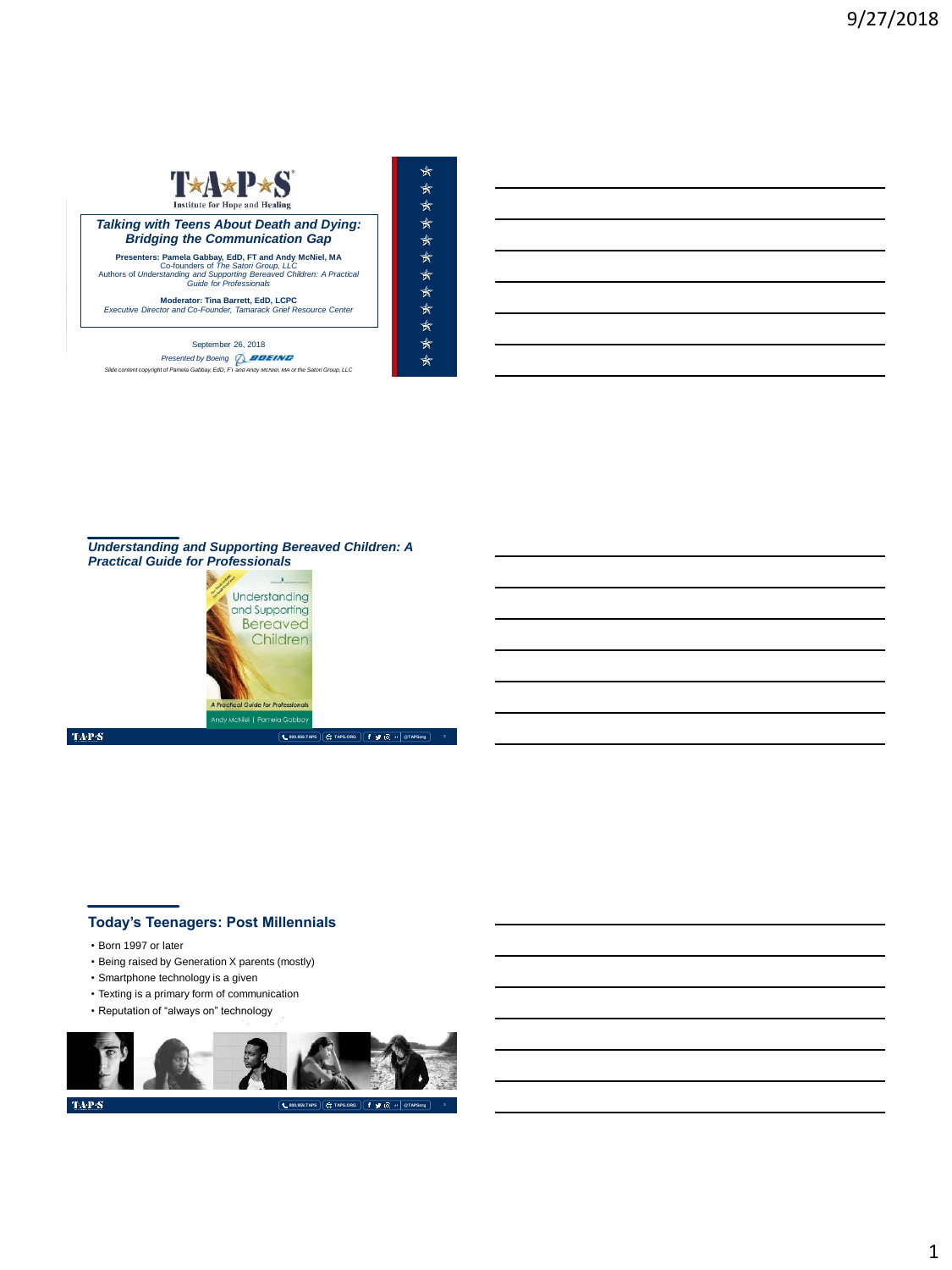T★A★P★S
Institute for Hope and Healing

## *Talking with Teens About Death and Dying: Bridging the Communication Gap*

**Presenters: Pamela Gabbay, EdD, FT and Andy McNiel, MA**
Co-founders of *The Satori Group, LLC*
Authors of *Understanding and Supporting Bereaved Children: A Practical Guide for Professionals*

**Moderator: Tina Barrett, EdD, LCPC**
*Executive Director and Co-Founder, Tamarack Grief Resource Center*

September 26, 2018
*Presented by Boeing*
*Slide content copyright of Pamela Gabbay, EdD, FT and Andy McNiel, MA of the Satori Group, LLC*

---

## *Understanding and Supporting Bereaved Children: A Practical Guide for Professionals*

Understanding and Supporting Bereaved Children
A Practical Guide for Professionals
Andy McNiel | Pamela Gabbay

---

## Today's Teenagers: Post Millennials

- Born 1997 or later
- Being raised by Generation X parents (mostly)
- Smartphone technology is a given
- Texting is a primary form of communication
- Reputation of "always on" technology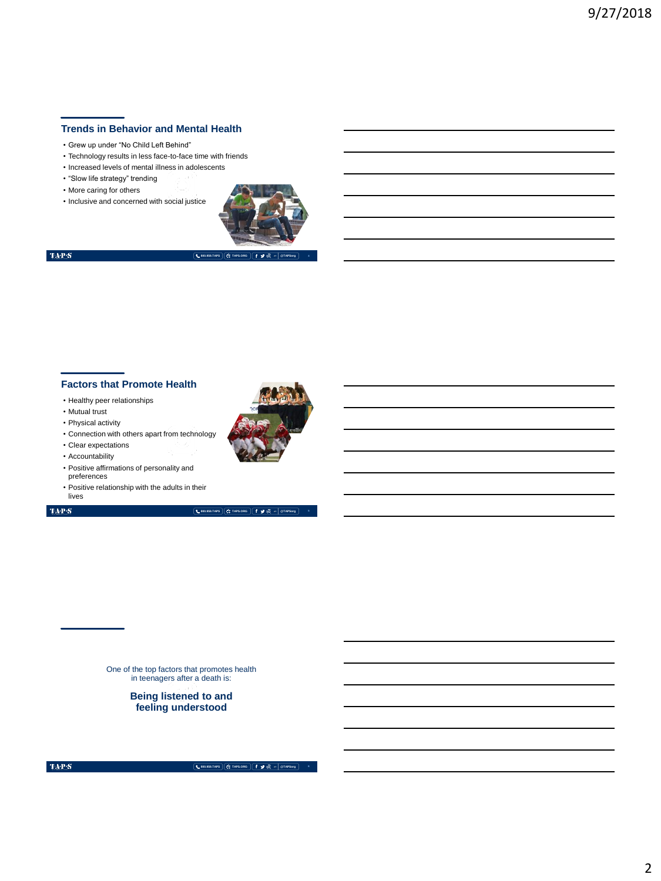## Trends in Behavior and Mental Health

- Grew up under “No Child Left Behind”
- Technology results in less face-to-face time with friends
- Increased levels of mental illness in adolescents
- “Slow life strategy” trending
- More caring for others
- Inclusive and concerned with social justice

## Factors that Promote Health

- Healthy peer relationships
- Mutual trust
- Physical activity
- Connection with others apart from technology
- Clear expectations
- Accountability
- Positive affirmations of personality and preferences
- Positive relationship with the adults in their lives

One of the top factors that promotes health in teenagers after a death is:

**Being listened to and feeling understood**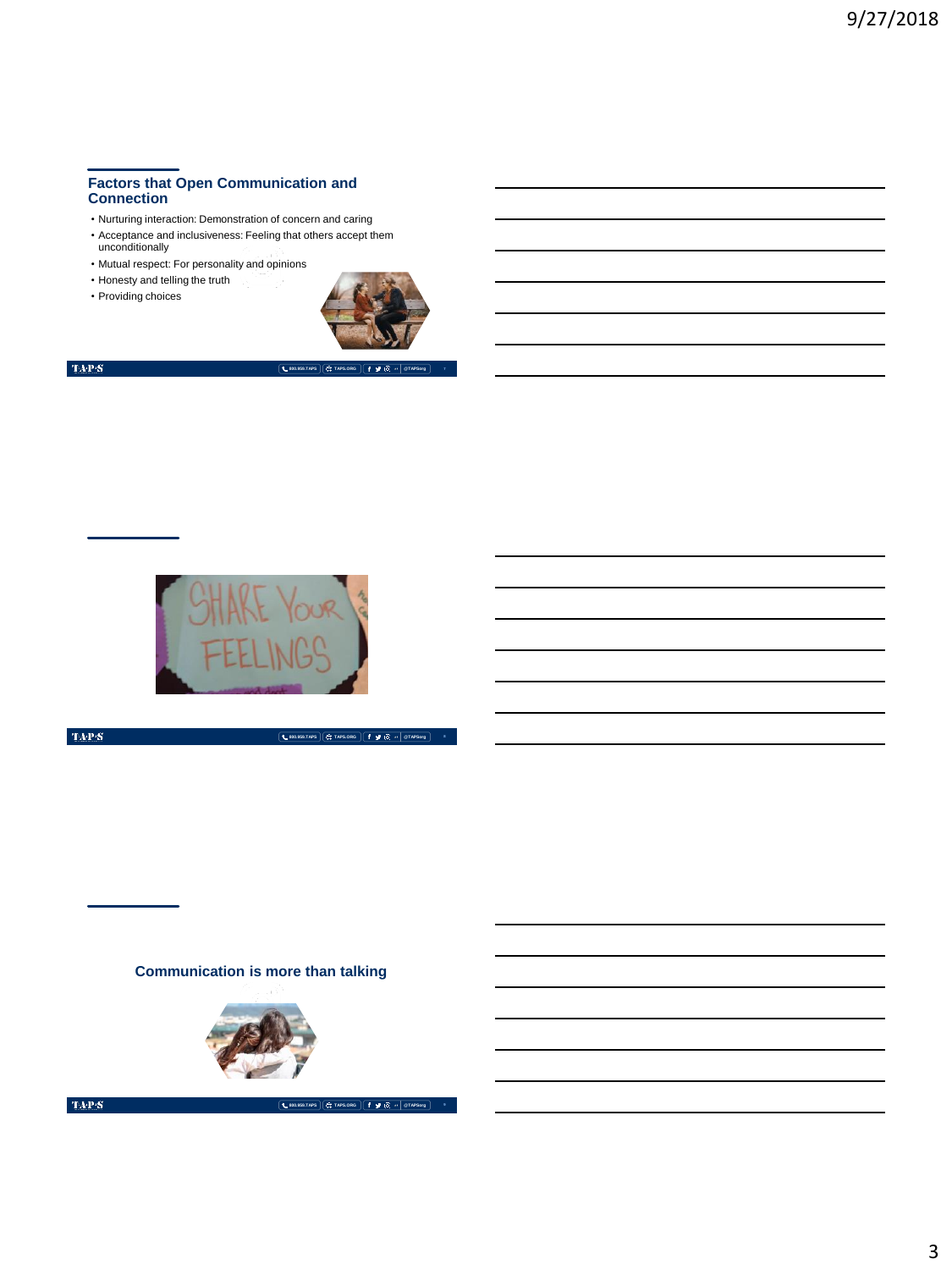## Factors that Open Communication and Connection

- Nurturing interaction: Demonstration of concern and caring
- Acceptance and inclusiveness: Feeling that others accept them unconditionally
- Mutual respect: For personality and opinions
- Honesty and telling the truth
- Providing choices

SHARE YOUR FEELINGS

## Communication is more than talking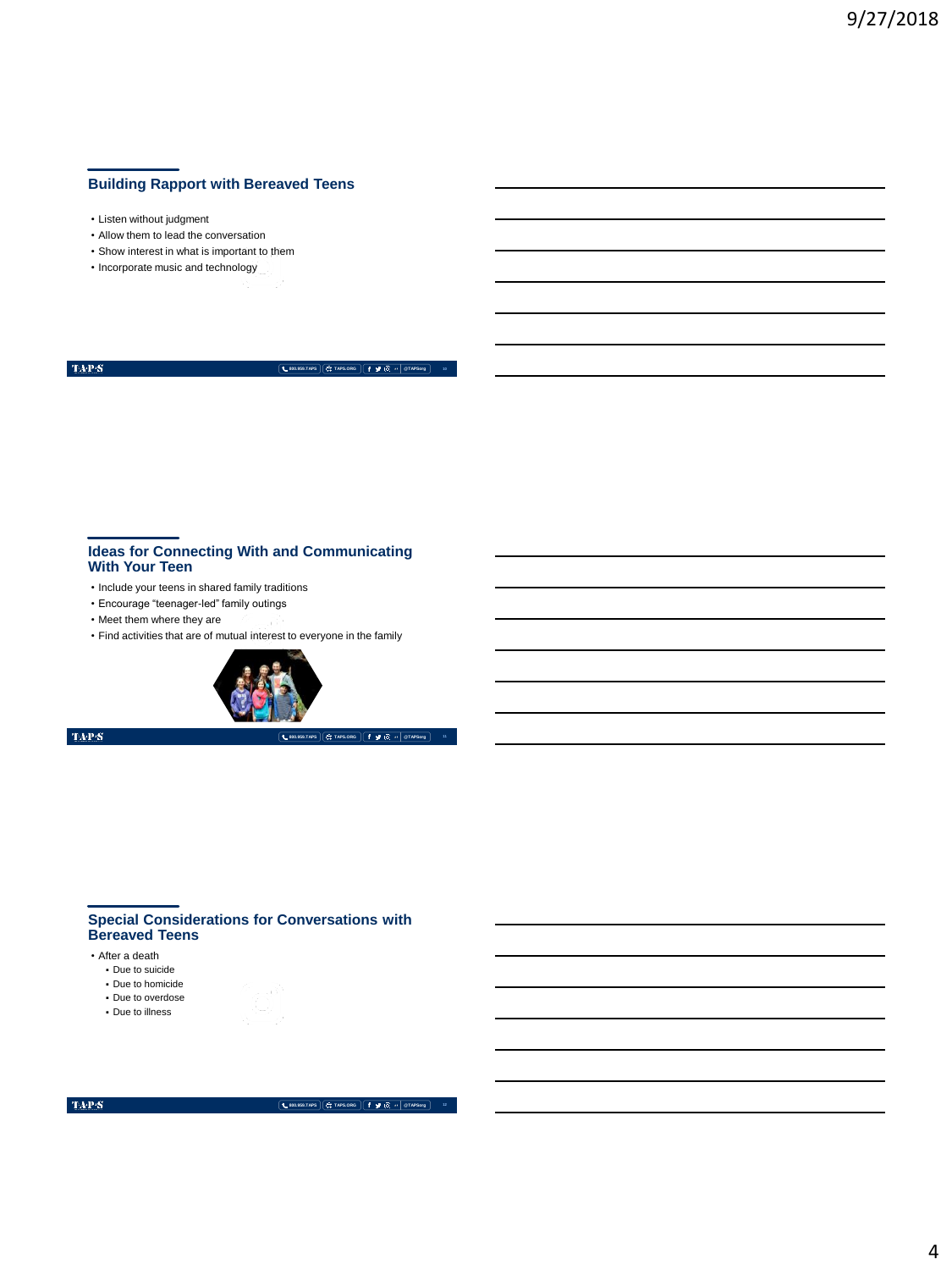## Building Rapport with Bereaved Teens

- Listen without judgment
- Allow them to lead the conversation
- Show interest in what is important to them
- Incorporate music and technology

## Ideas for Connecting With and Communicating With Your Teen

- Include your teens in shared family traditions
- Encourage "teenager-led" family outings
- Meet them where they are
- Find activities that are of mutual interest to everyone in the family

## Special Considerations for Conversations with Bereaved Teens

- After a death
  - Due to suicide
  - Due to homicide
  - Due to overdose
  - Due to illness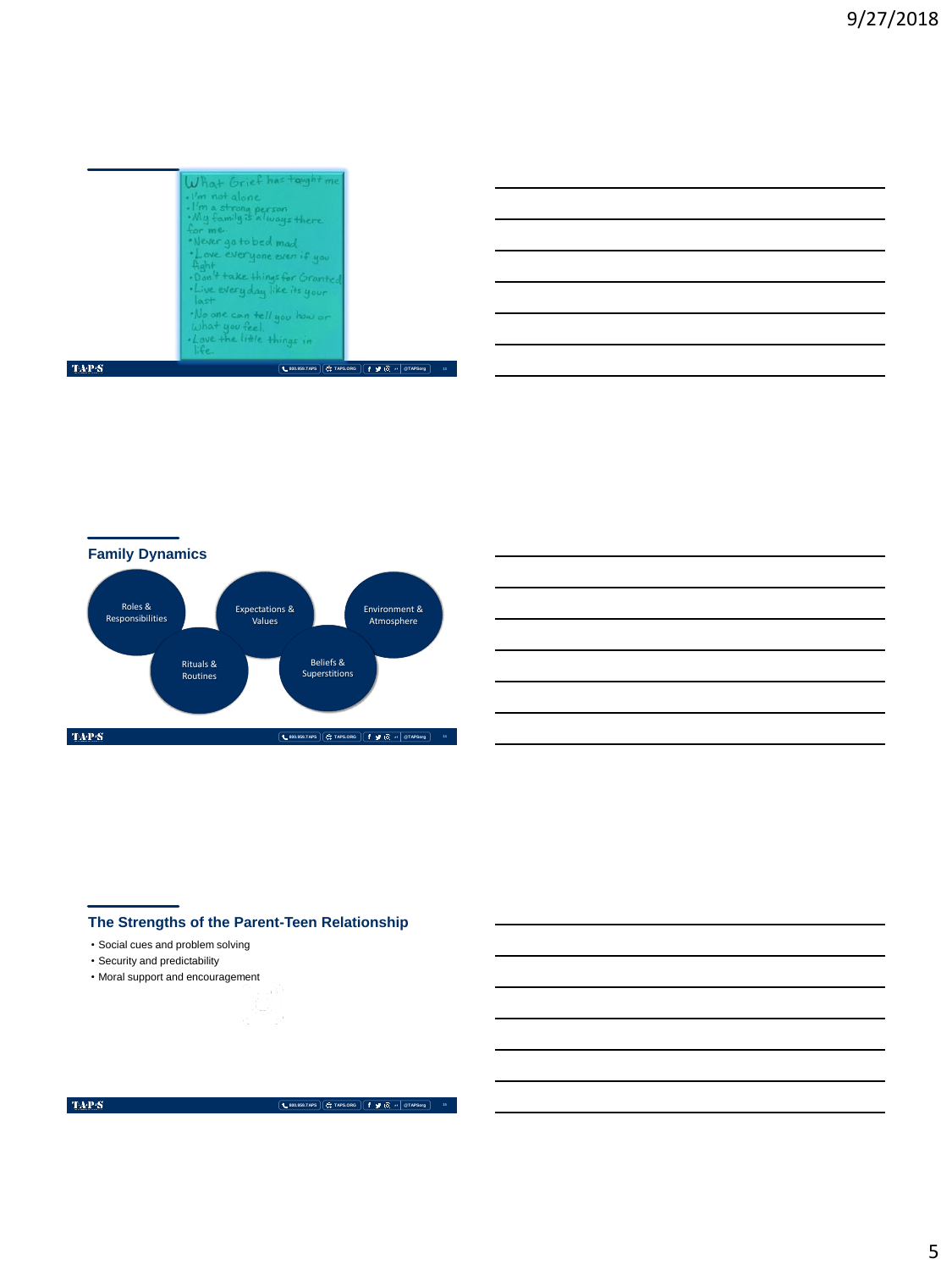What Grief has taught me

- I'm not alone
- I'm a strong person
- My family is always there for me.
- Never go to bed mad
- Love everyone even if you fight
- Don't take things for Granted
- Live every day like its your last
- No one can tell you how or what you feel.
- Love the little things in life.

## Family Dynamics

- Roles & Responsibilities
- Expectations & Values
- Environment & Atmosphere
- Rituals & Routines
- Beliefs & Superstitions

## The Strengths of the Parent-Teen Relationship

- Social cues and problem solving
- Security and predictability
- Moral support and encouragement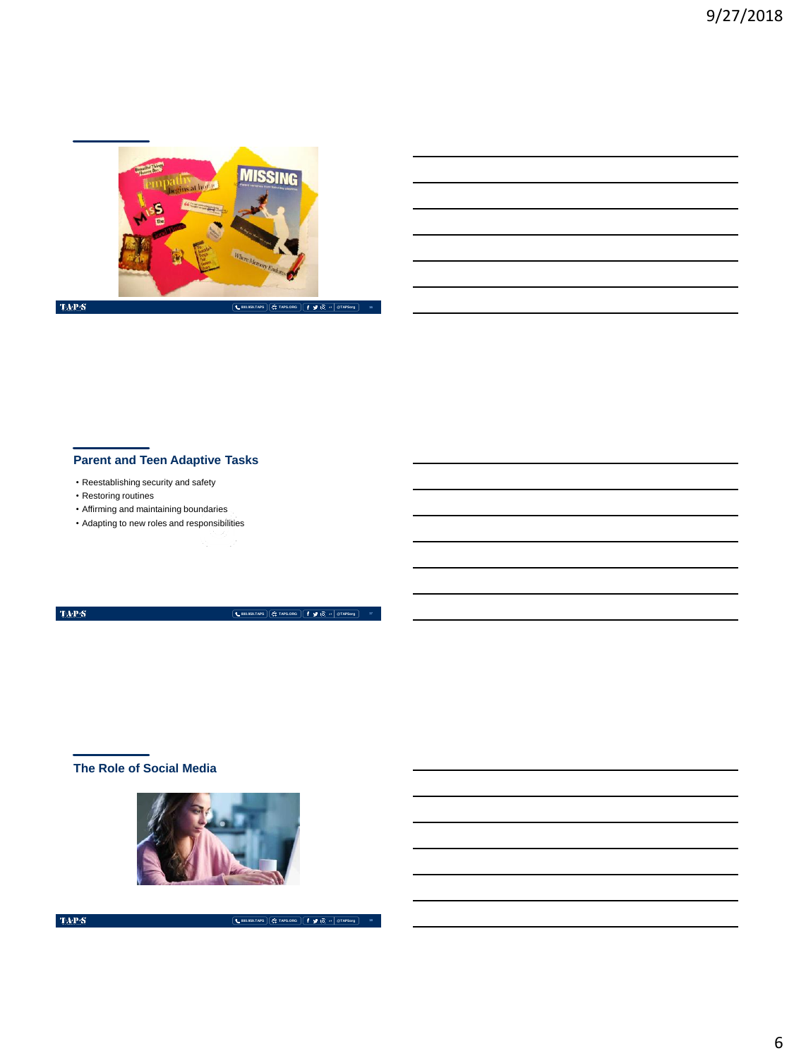## Parent and Teen Adaptive Tasks

- Reestablishing security and safety
- Restoring routines
- Affirming and maintaining boundaries
- Adapting to new roles and responsibilities

## The Role of Social Media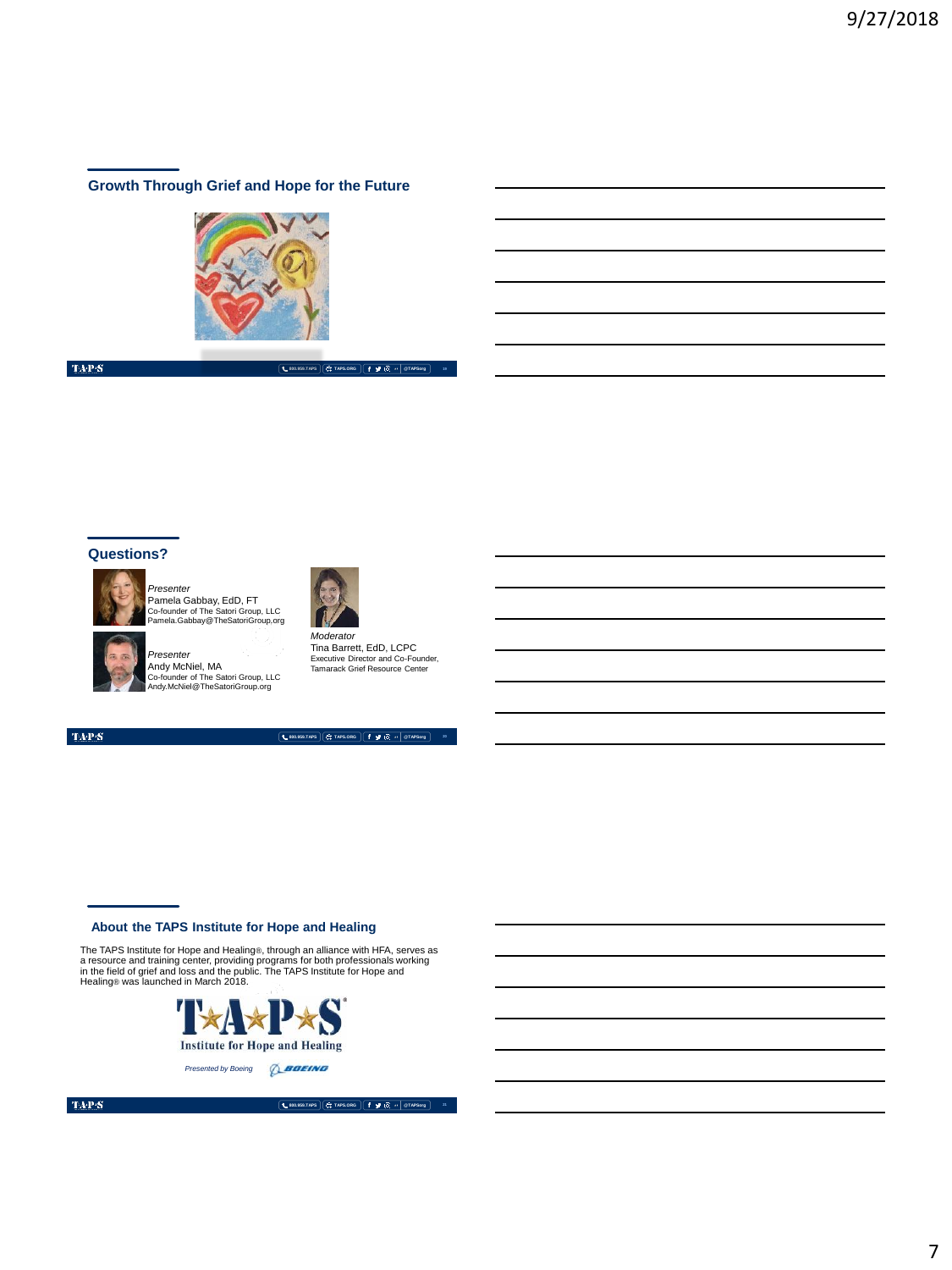## Growth Through Grief and Hope for the Future

## Questions?

*Presenter*
Pamela Gabbay, EdD, FT
Co-founder of The Satori Group, LLC
Pamela.Gabbay@TheSatoriGroup.org

*Presenter*
Andy McNiel, MA
Co-founder of The Satori Group, LLC
Andy.McNiel@TheSatoriGroup.org

*Moderator*
Tina Barrett, EdD, LCPC
Executive Director and Co-Founder,
Tamarack Grief Resource Center

## About the TAPS Institute for Hope and Healing

The TAPS Institute for Hope and Healing®, through an alliance with HFA, serves as a resource and training center, providing programs for both professionals working in the field of grief and loss and the public. The TAPS Institute for Hope and Healing® was launched in March 2018.

T★A★P★S
Institute for Hope and Healing

*Presented by Boeing* BOEING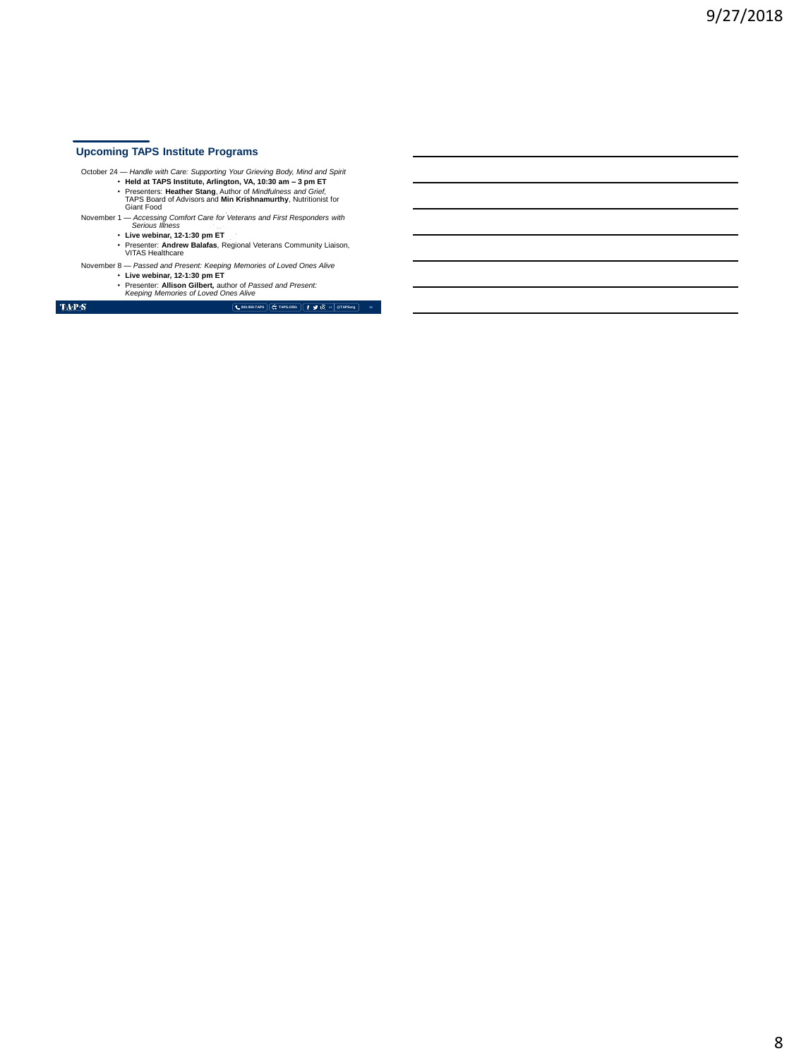## Upcoming TAPS Institute Programs

October 24 — *Handle with Care: Supporting Your Grieving Body, Mind and Spirit*

- **Held at TAPS Institute, Arlington, VA, 10:30 am – 3 pm ET**
- Presenters: **Heather Stang**, Author of *Mindfulness and Grief*, TAPS Board of Advisors and **Min Krishnamurthy**, Nutritionist for Giant Food

November 1 — *Accessing Comfort Care for Veterans and First Responders with Serious Illness*

- **Live webinar, 12-1:30 pm ET**
- Presenter: **Andrew Balafas**, Regional Veterans Community Liaison, VITAS Healthcare

November 8 — *Passed and Present: Keeping Memories of Loved Ones Alive*

- **Live webinar, 12-1:30 pm ET**
- Presenter: **Allison Gilbert**, author of *Passed and Present: Keeping Memories of Loved Ones Alive*

TAPS

800.959.TAPS | TAPS.ORG | @TAPSorg